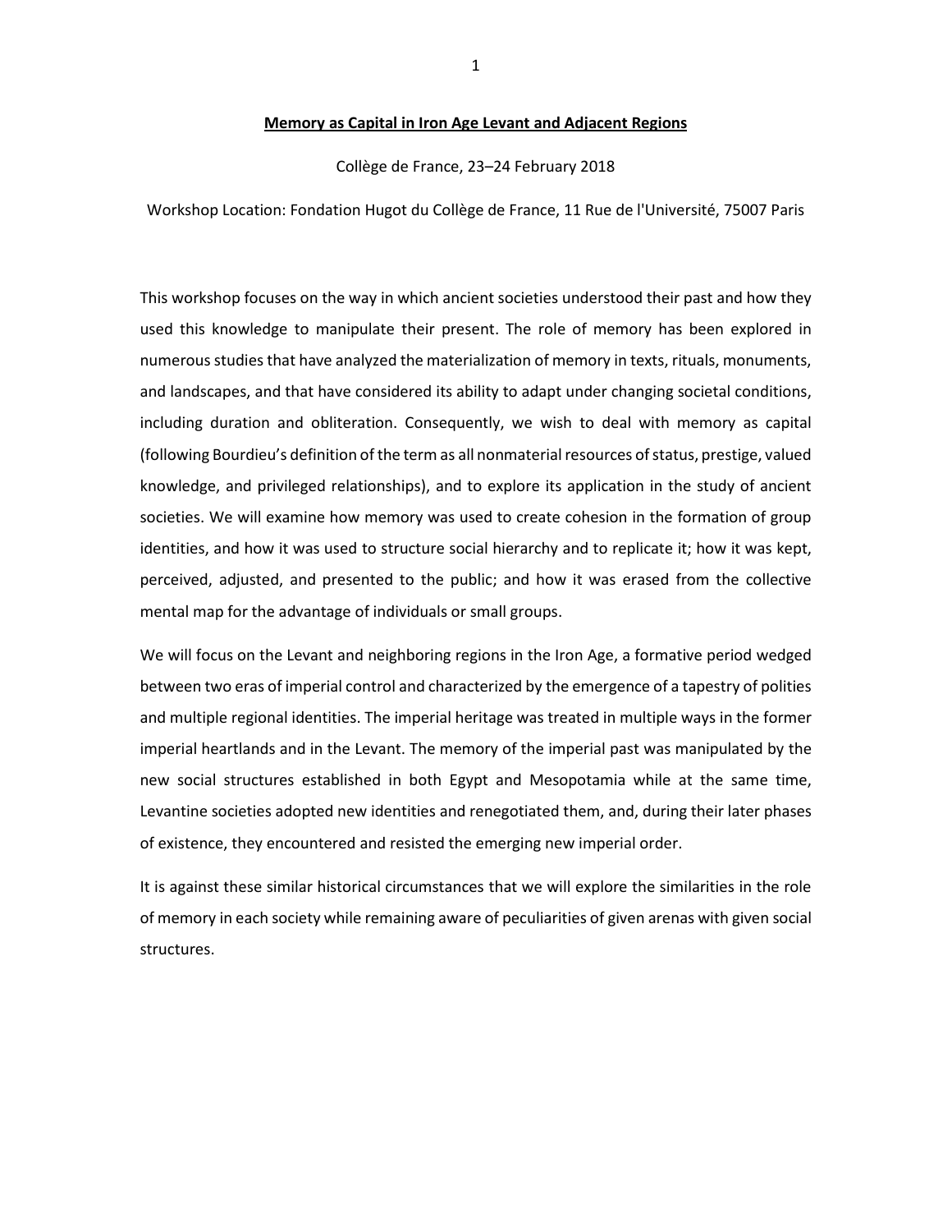# Memory as Capital in Iron Age Levant and Adjacent Regions

Collège de France, 23–24 February 2018

Workshop Location: Fondation Hugot du Collège de France, 11 Rue de l'Université, 75007 Paris

This workshop focuses on the way in which ancient societies understood their past and how they used this knowledge to manipulate their present. The role of memory has been explored in numerous studies that have analyzed the materialization of memory in texts, rituals, monuments, and landscapes, and that have considered its ability to adapt under changing societal conditions, including duration and obliteration. Consequently, we wish to deal with memory as capital (following Bourdieu's definition of the term as all nonmaterial resources of status, prestige, valued knowledge, and privileged relationships), and to explore its application in the study of ancient societies. We will examine how memory was used to create cohesion in the formation of group identities, and how it was used to structure social hierarchy and to replicate it; how it was kept, perceived, adjusted, and presented to the public; and how it was erased from the collective mental map for the advantage of individuals or small groups.

We will focus on the Levant and neighboring regions in the Iron Age, a formative period wedged between two eras of imperial control and characterized by the emergence of a tapestry of polities and multiple regional identities. The imperial heritage was treated in multiple ways in the former imperial heartlands and in the Levant. The memory of the imperial past was manipulated by the new social structures established in both Egypt and Mesopotamia while at the same time, Levantine societies adopted new identities and renegotiated them, and, during their later phases of existence, they encountered and resisted the emerging new imperial order.

It is against these similar historical circumstances that we will explore the similarities in the role of memory in each society while remaining aware of peculiarities of given arenas with given social structures.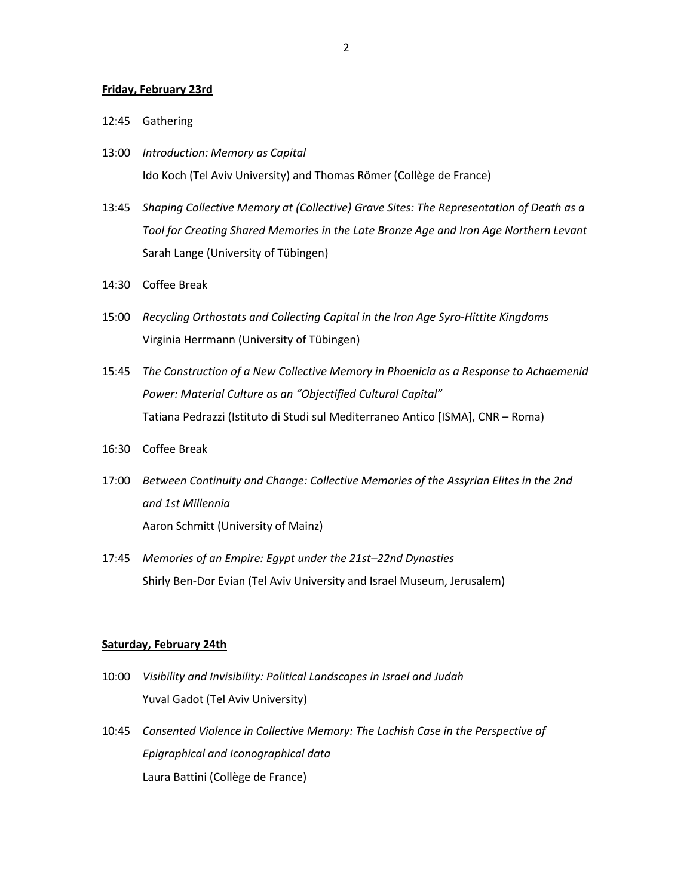**Friday, February 23rd**

12:45 Gathering

13:00 *Introduction: Memory as Capital*
Ido Koch (Tel Aviv University) and Thomas Römer (Collège de France)

13:45 *Shaping Collective Memory at (Collective) Grave Sites: The Representation of Death as a Tool for Creating Shared Memories in the Late Bronze Age and Iron Age Northern Levant*
Sarah Lange (University of Tübingen)

14:30 Coffee Break

15:00 *Recycling Orthostats and Collecting Capital in the Iron Age Syro-Hittite Kingdoms*
Virginia Herrmann (University of Tübingen)

15:45 *The Construction of a New Collective Memory in Phoenicia as a Response to Achaemenid Power: Material Culture as an "Objectified Cultural Capital"*
Tatiana Pedrazzi (Istituto di Studi sul Mediterraneo Antico [ISMA], CNR – Roma)

16:30 Coffee Break

17:00 *Between Continuity and Change: Collective Memories of the Assyrian Elites in the 2nd and 1st Millennia*
Aaron Schmitt (University of Mainz)

17:45 *Memories of an Empire: Egypt under the 21st–22nd Dynasties*
Shirly Ben-Dor Evian (Tel Aviv University and Israel Museum, Jerusalem)

**Saturday, February 24th**

10:00 *Visibility and Invisibility: Political Landscapes in Israel and Judah*
Yuval Gadot (Tel Aviv University)

10:45 *Consented Violence in Collective Memory: The Lachish Case in the Perspective of Epigraphical and Iconographical data*
Laura Battini (Collège de France)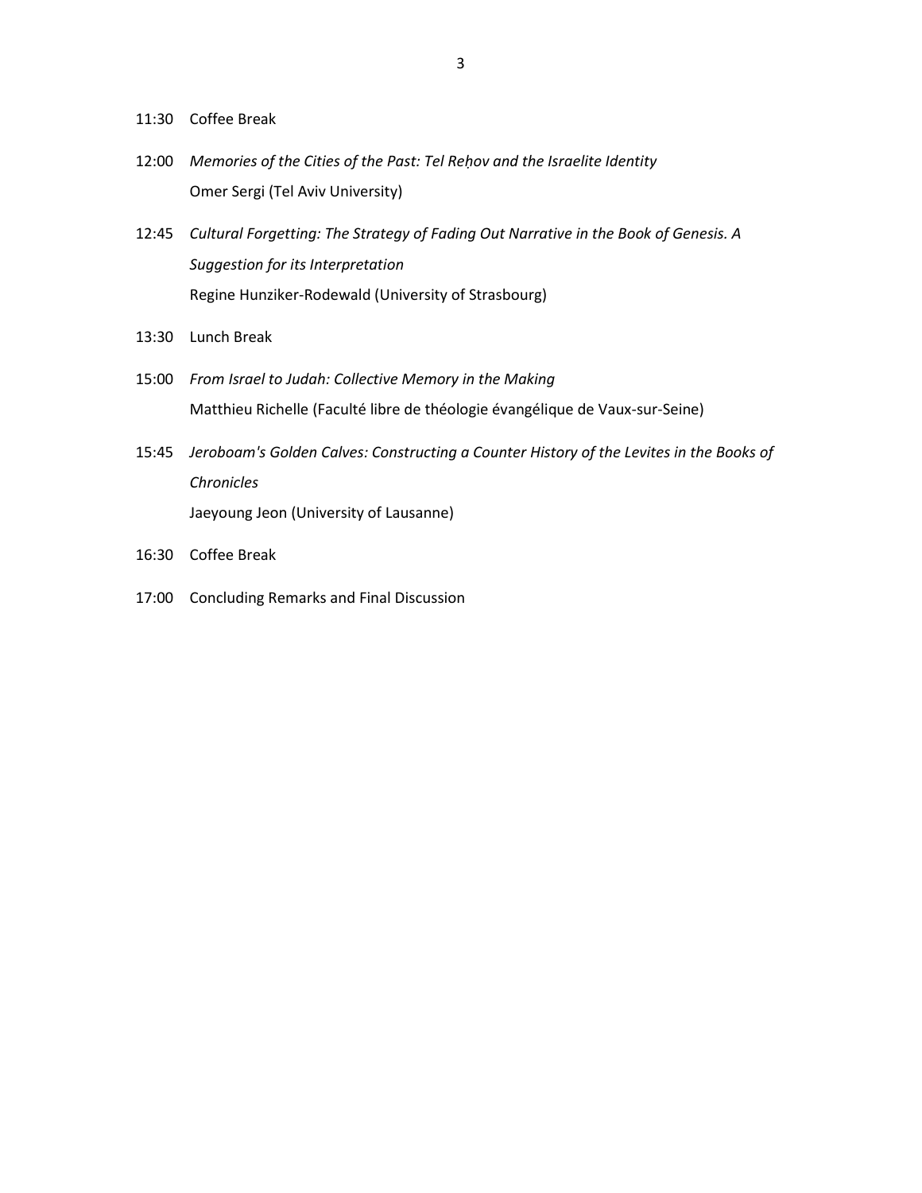11:30 Coffee Break

12:00 *Memories of the Cities of the Past: Tel Reḥov and the Israelite Identity*
Omer Sergi (Tel Aviv University)

12:45 *Cultural Forgetting: The Strategy of Fading Out Narrative in the Book of Genesis. A Suggestion for its Interpretation*
Regine Hunziker-Rodewald (University of Strasbourg)

13:30 Lunch Break

15:00 *From Israel to Judah: Collective Memory in the Making*
Matthieu Richelle (Faculté libre de théologie évangélique de Vaux-sur-Seine)

15:45 *Jeroboam's Golden Calves: Constructing a Counter History of the Levites in the Books of Chronicles*
Jaeyoung Jeon (University of Lausanne)

16:30 Coffee Break

17:00 Concluding Remarks and Final Discussion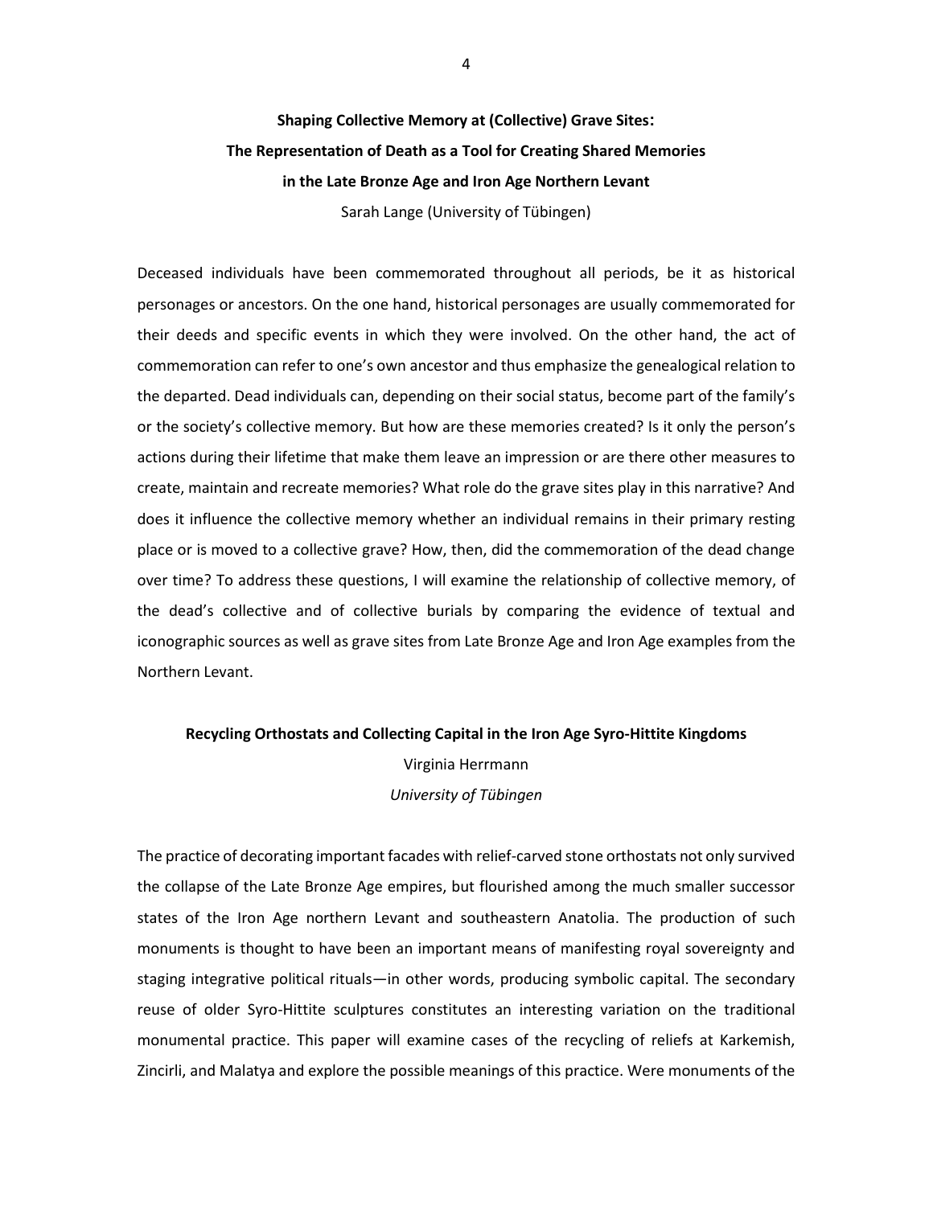## Shaping Collective Memory at (Collective) Grave Sites: The Representation of Death as a Tool for Creating Shared Memories in the Late Bronze Age and Iron Age Northern Levant

Sarah Lange (University of Tübingen)

Deceased individuals have been commemorated throughout all periods, be it as historical personages or ancestors. On the one hand, historical personages are usually commemorated for their deeds and specific events in which they were involved. On the other hand, the act of commemoration can refer to one's own ancestor and thus emphasize the genealogical relation to the departed. Dead individuals can, depending on their social status, become part of the family's or the society's collective memory. But how are these memories created? Is it only the person's actions during their lifetime that make them leave an impression or are there other measures to create, maintain and recreate memories? What role do the grave sites play in this narrative? And does it influence the collective memory whether an individual remains in their primary resting place or is moved to a collective grave? How, then, did the commemoration of the dead change over time? To address these questions, I will examine the relationship of collective memory, of the dead's collective and of collective burials by comparing the evidence of textual and iconographic sources as well as grave sites from Late Bronze Age and Iron Age examples from the Northern Levant.

## Recycling Orthostats and Collecting Capital in the Iron Age Syro-Hittite Kingdoms

Virginia Herrmann

*University of Tübingen*

The practice of decorating important facades with relief-carved stone orthostats not only survived the collapse of the Late Bronze Age empires, but flourished among the much smaller successor states of the Iron Age northern Levant and southeastern Anatolia. The production of such monuments is thought to have been an important means of manifesting royal sovereignty and staging integrative political rituals—in other words, producing symbolic capital. The secondary reuse of older Syro-Hittite sculptures constitutes an interesting variation on the traditional monumental practice. This paper will examine cases of the recycling of reliefs at Karkemish, Zincirli, and Malatya and explore the possible meanings of this practice. Were monuments of the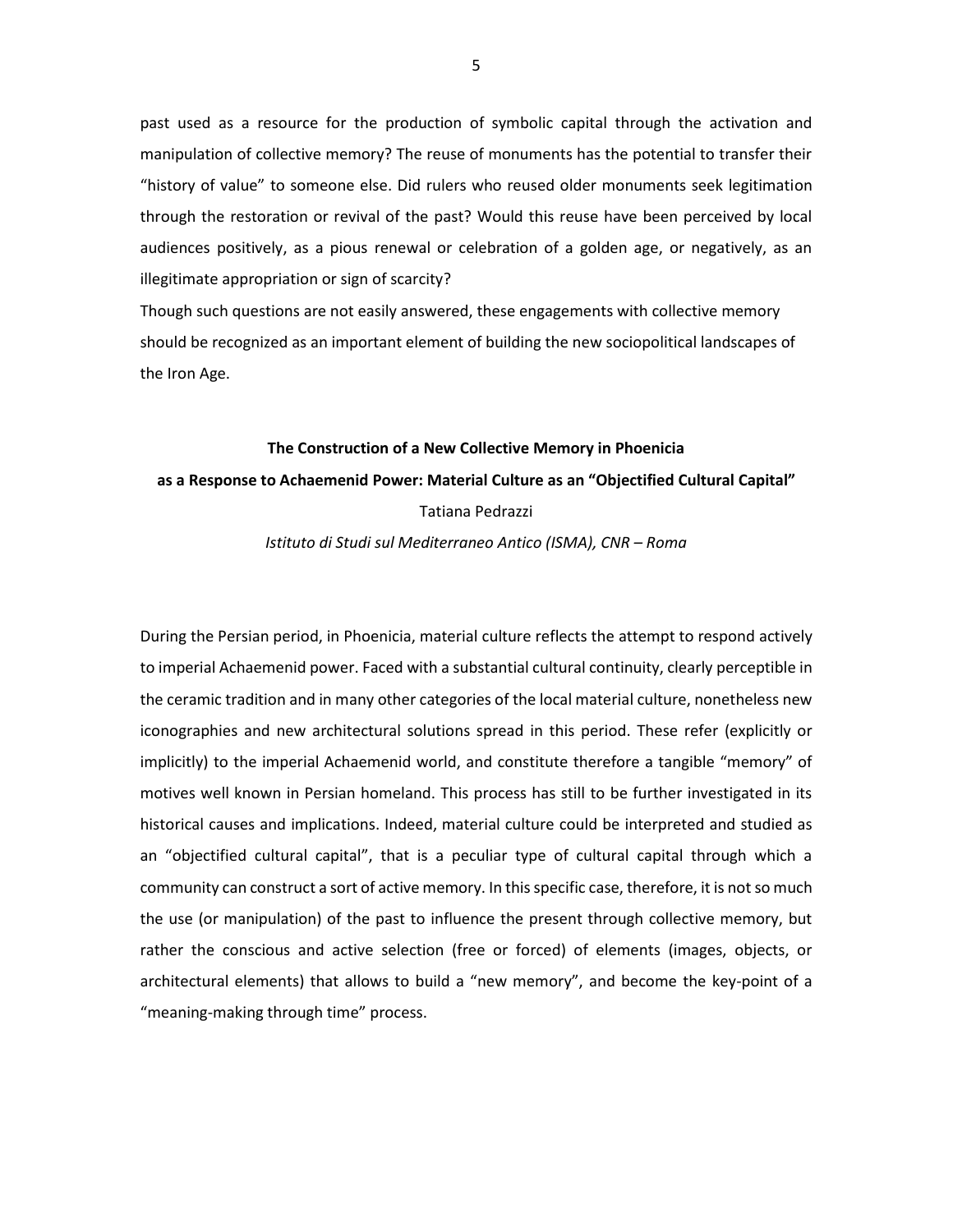past used as a resource for the production of symbolic capital through the activation and manipulation of collective memory? The reuse of monuments has the potential to transfer their "history of value" to someone else. Did rulers who reused older monuments seek legitimation through the restoration or revival of the past? Would this reuse have been perceived by local audiences positively, as a pious renewal or celebration of a golden age, or negatively, as an illegitimate appropriation or sign of scarcity?

Though such questions are not easily answered, these engagements with collective memory should be recognized as an important element of building the new sociopolitical landscapes of the Iron Age.

## The Construction of a New Collective Memory in Phoenicia as a Response to Achaemenid Power: Material Culture as an "Objectified Cultural Capital"

Tatiana Pedrazzi

*Istituto di Studi sul Mediterraneo Antico (ISMA), CNR – Roma*

During the Persian period, in Phoenicia, material culture reflects the attempt to respond actively to imperial Achaemenid power. Faced with a substantial cultural continuity, clearly perceptible in the ceramic tradition and in many other categories of the local material culture, nonetheless new iconographies and new architectural solutions spread in this period. These refer (explicitly or implicitly) to the imperial Achaemenid world, and constitute therefore a tangible "memory" of motives well known in Persian homeland. This process has still to be further investigated in its historical causes and implications. Indeed, material culture could be interpreted and studied as an "objectified cultural capital", that is a peculiar type of cultural capital through which a community can construct a sort of active memory. In this specific case, therefore, it is not so much the use (or manipulation) of the past to influence the present through collective memory, but rather the conscious and active selection (free or forced) of elements (images, objects, or architectural elements) that allows to build a "new memory", and become the key-point of a "meaning-making through time" process.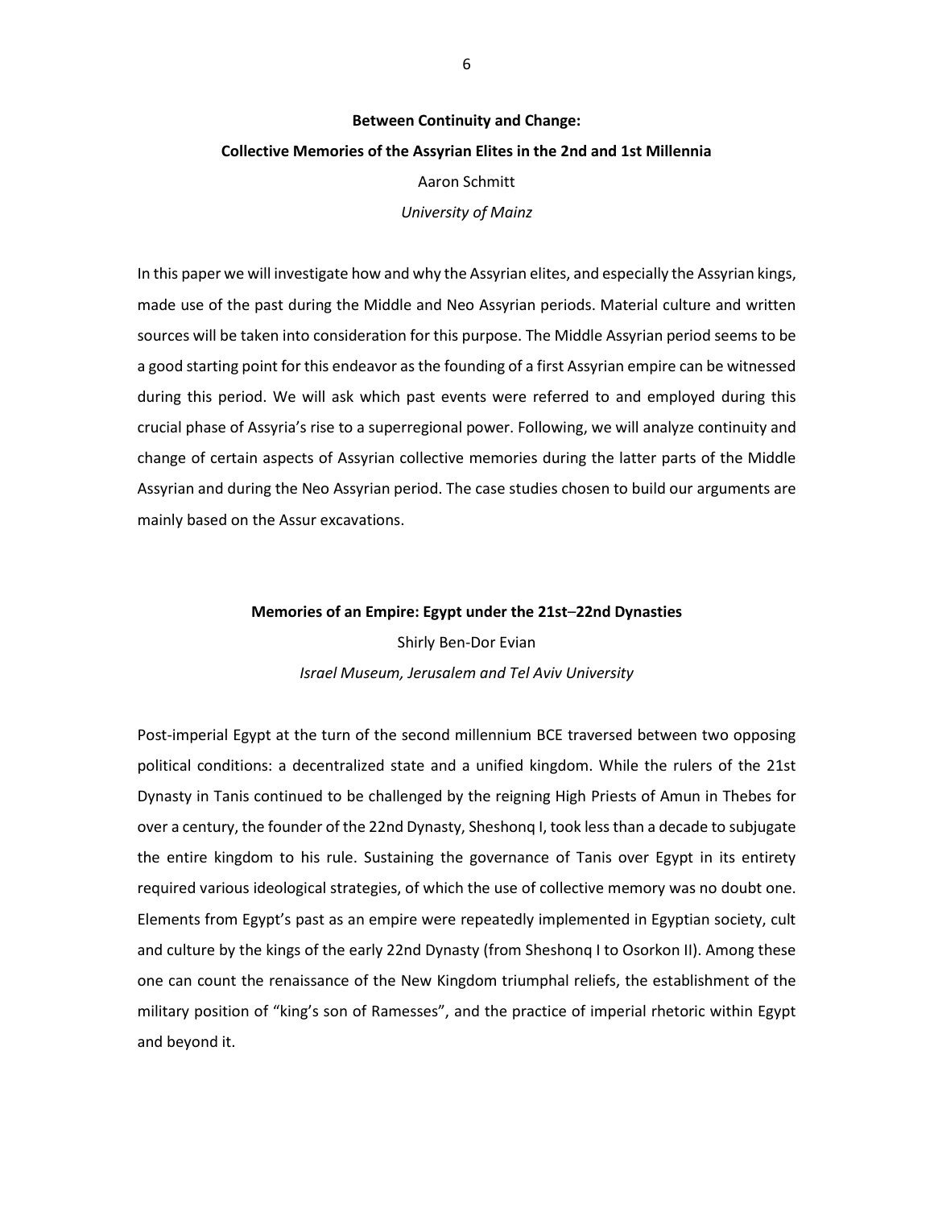**Between Continuity and Change:**

**Collective Memories of the Assyrian Elites in the 2nd and 1st Millennia**

Aaron Schmitt

*University of Mainz*

In this paper we will investigate how and why the Assyrian elites, and especially the Assyrian kings, made use of the past during the Middle and Neo Assyrian periods. Material culture and written sources will be taken into consideration for this purpose. The Middle Assyrian period seems to be a good starting point for this endeavor as the founding of a first Assyrian empire can be witnessed during this period. We will ask which past events were referred to and employed during this crucial phase of Assyria's rise to a superregional power. Following, we will analyze continuity and change of certain aspects of Assyrian collective memories during the latter parts of the Middle Assyrian and during the Neo Assyrian period. The case studies chosen to build our arguments are mainly based on the Assur excavations.

**Memories of an Empire: Egypt under the 21st–22nd Dynasties**

Shirly Ben-Dor Evian

*Israel Museum, Jerusalem and Tel Aviv University*

Post-imperial Egypt at the turn of the second millennium BCE traversed between two opposing political conditions: a decentralized state and a unified kingdom. While the rulers of the 21st Dynasty in Tanis continued to be challenged by the reigning High Priests of Amun in Thebes for over a century, the founder of the 22nd Dynasty, Sheshonq I, took less than a decade to subjugate the entire kingdom to his rule. Sustaining the governance of Tanis over Egypt in its entirety required various ideological strategies, of which the use of collective memory was no doubt one. Elements from Egypt's past as an empire were repeatedly implemented in Egyptian society, cult and culture by the kings of the early 22nd Dynasty (from Sheshonq I to Osorkon II). Among these one can count the renaissance of the New Kingdom triumphal reliefs, the establishment of the military position of "king's son of Ramesses", and the practice of imperial rhetoric within Egypt and beyond it.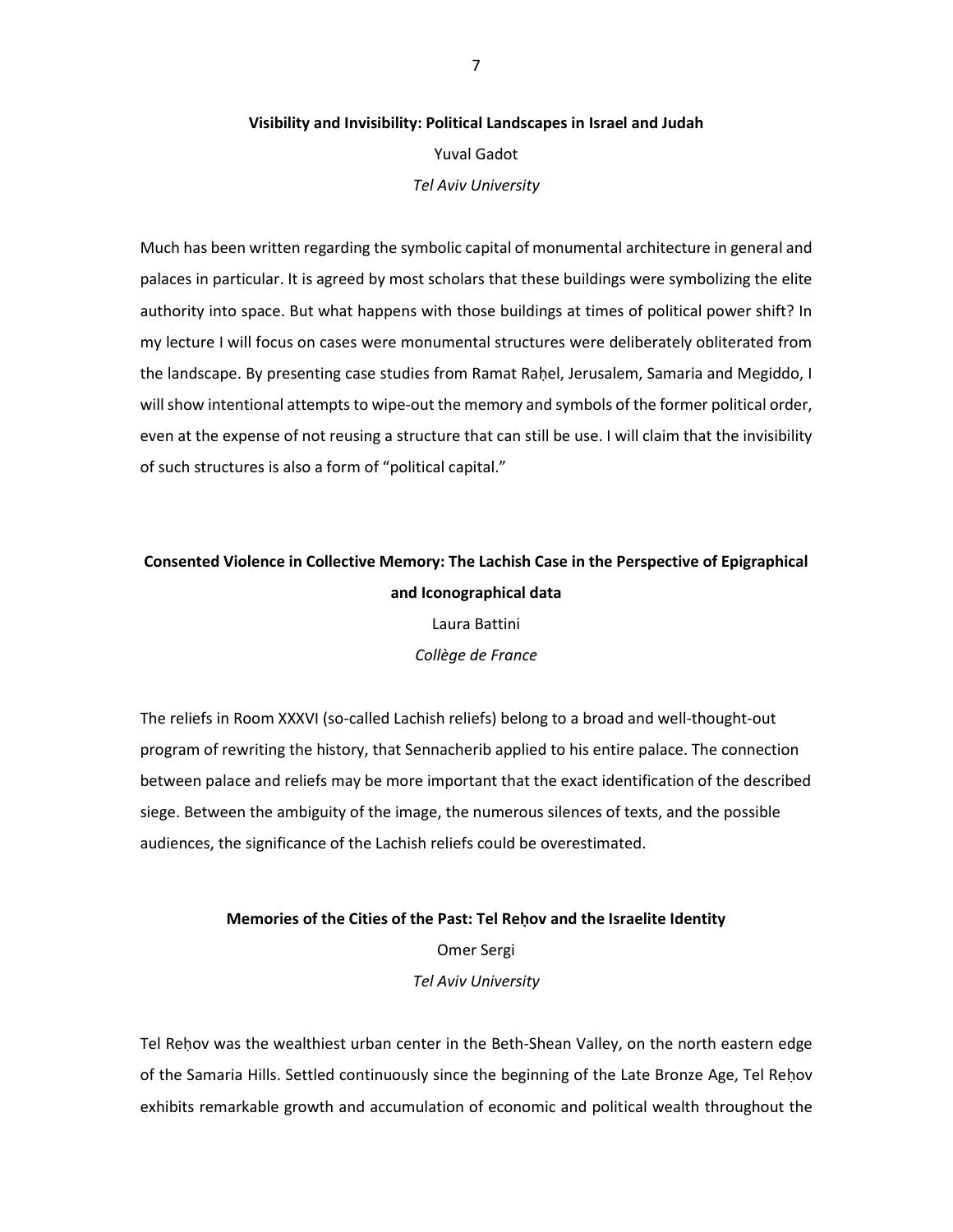### Visibility and Invisibility: Political Landscapes in Israel and Judah

Yuval Gadot

*Tel Aviv University*

Much has been written regarding the symbolic capital of monumental architecture in general and palaces in particular. It is agreed by most scholars that these buildings were symbolizing the elite authority into space. But what happens with those buildings at times of political power shift? In my lecture I will focus on cases were monumental structures were deliberately obliterated from the landscape. By presenting case studies from Ramat Raḥel, Jerusalem, Samaria and Megiddo, I will show intentional attempts to wipe-out the memory and symbols of the former political order, even at the expense of not reusing a structure that can still be use. I will claim that the invisibility of such structures is also a form of "political capital."

### Consented Violence in Collective Memory: The Lachish Case in the Perspective of Epigraphical and Iconographical data

Laura Battini

*Collège de France*

The reliefs in Room XXXVI (so-called Lachish reliefs) belong to a broad and well-thought-out program of rewriting the history, that Sennacherib applied to his entire palace. The connection between palace and reliefs may be more important that the exact identification of the described siege. Between the ambiguity of the image, the numerous silences of texts, and the possible audiences, the significance of the Lachish reliefs could be overestimated.

### Memories of the Cities of the Past: Tel Reḥov and the Israelite Identity

Omer Sergi

*Tel Aviv University*

Tel Reḥov was the wealthiest urban center in the Beth-Shean Valley, on the north eastern edge of the Samaria Hills. Settled continuously since the beginning of the Late Bronze Age, Tel Reḥov exhibits remarkable growth and accumulation of economic and political wealth throughout the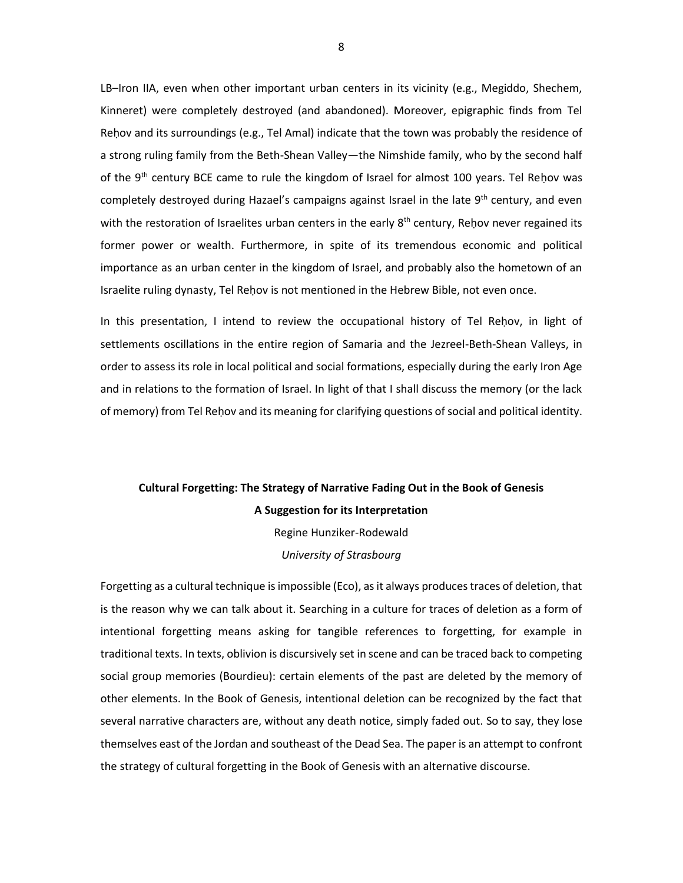LB–Iron IIA, even when other important urban centers in its vicinity (e.g., Megiddo, Shechem, Kinneret) were completely destroyed (and abandoned). Moreover, epigraphic finds from Tel Reḥov and its surroundings (e.g., Tel Amal) indicate that the town was probably the residence of a strong ruling family from the Beth-Shean Valley—the Nimshide family, who by the second half of the 9th century BCE came to rule the kingdom of Israel for almost 100 years. Tel Reḥov was completely destroyed during Hazael's campaigns against Israel in the late 9th century, and even with the restoration of Israelites urban centers in the early 8th century, Reḥov never regained its former power or wealth. Furthermore, in spite of its tremendous economic and political importance as an urban center in the kingdom of Israel, and probably also the hometown of an Israelite ruling dynasty, Tel Reḥov is not mentioned in the Hebrew Bible, not even once.

In this presentation, I intend to review the occupational history of Tel Reḥov, in light of settlements oscillations in the entire region of Samaria and the Jezreel-Beth-Shean Valleys, in order to assess its role in local political and social formations, especially during the early Iron Age and in relations to the formation of Israel. In light of that I shall discuss the memory (or the lack of memory) from Tel Reḥov and its meaning for clarifying questions of social and political identity.

## Cultural Forgetting: The Strategy of Narrative Fading Out in the Book of Genesis

## A Suggestion for its Interpretation

Regine Hunziker-Rodewald

*University of Strasbourg*

Forgetting as a cultural technique is impossible (Eco), as it always produces traces of deletion, that is the reason why we can talk about it. Searching in a culture for traces of deletion as a form of intentional forgetting means asking for tangible references to forgetting, for example in traditional texts. In texts, oblivion is discursively set in scene and can be traced back to competing social group memories (Bourdieu): certain elements of the past are deleted by the memory of other elements. In the Book of Genesis, intentional deletion can be recognized by the fact that several narrative characters are, without any death notice, simply faded out. So to say, they lose themselves east of the Jordan and southeast of the Dead Sea. The paper is an attempt to confront the strategy of cultural forgetting in the Book of Genesis with an alternative discourse.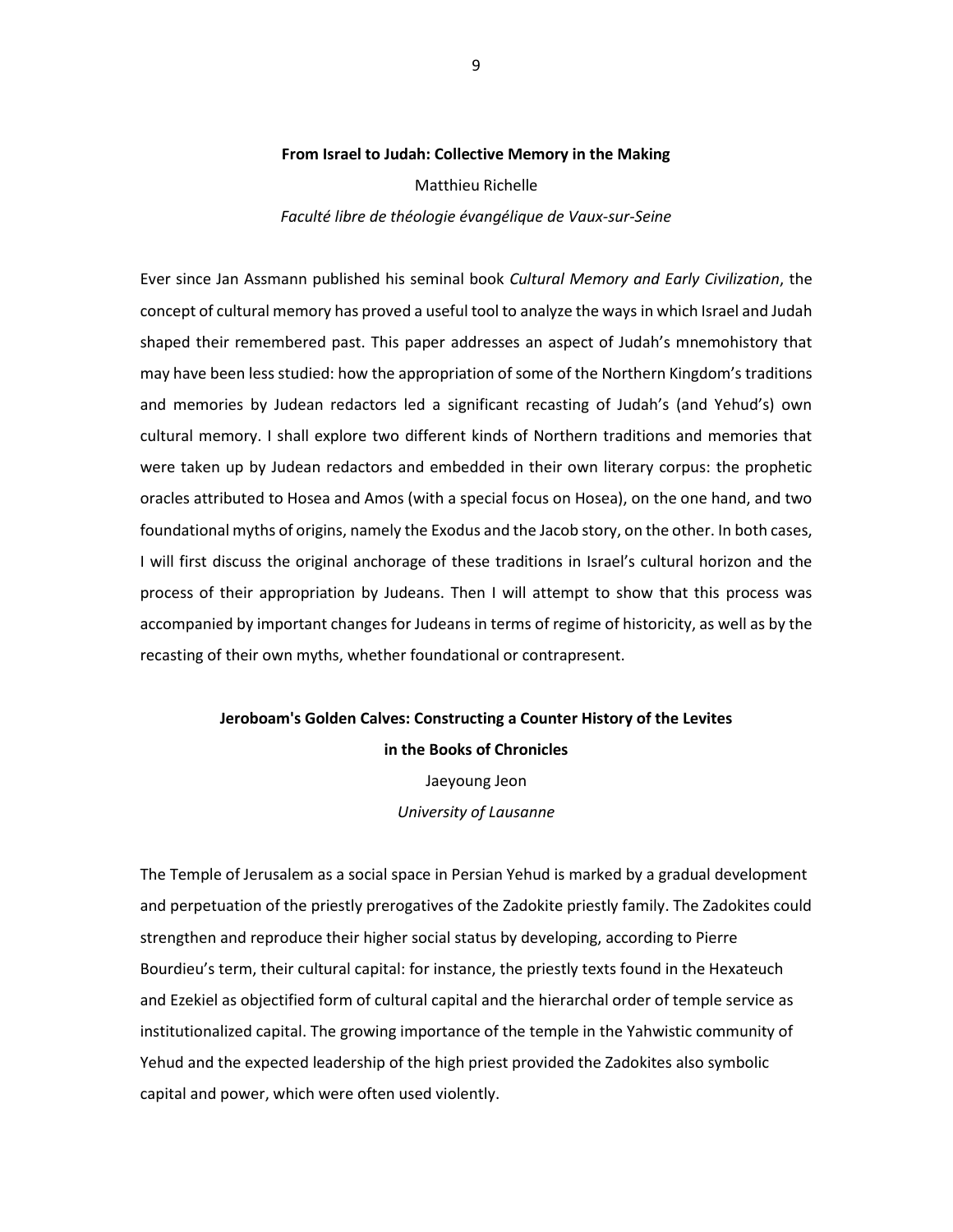### From Israel to Judah: Collective Memory in the Making

Matthieu Richelle

*Faculté libre de théologie évangélique de Vaux-sur-Seine*

Ever since Jan Assmann published his seminal book *Cultural Memory and Early Civilization*, the concept of cultural memory has proved a useful tool to analyze the ways in which Israel and Judah shaped their remembered past. This paper addresses an aspect of Judah's mnemohistory that may have been less studied: how the appropriation of some of the Northern Kingdom's traditions and memories by Judean redactors led a significant recasting of Judah's (and Yehud's) own cultural memory. I shall explore two different kinds of Northern traditions and memories that were taken up by Judean redactors and embedded in their own literary corpus: the prophetic oracles attributed to Hosea and Amos (with a special focus on Hosea), on the one hand, and two foundational myths of origins, namely the Exodus and the Jacob story, on the other. In both cases, I will first discuss the original anchorage of these traditions in Israel's cultural horizon and the process of their appropriation by Judeans. Then I will attempt to show that this process was accompanied by important changes for Judeans in terms of regime of historicity, as well as by the recasting of their own myths, whether foundational or contrapresent.

### Jeroboam's Golden Calves: Constructing a Counter History of the Levites in the Books of Chronicles

Jaeyoung Jeon

*University of Lausanne*

The Temple of Jerusalem as a social space in Persian Yehud is marked by a gradual development and perpetuation of the priestly prerogatives of the Zadokite priestly family. The Zadokites could strengthen and reproduce their higher social status by developing, according to Pierre Bourdieu's term, their cultural capital: for instance, the priestly texts found in the Hexateuch and Ezekiel as objectified form of cultural capital and the hierarchal order of temple service as institutionalized capital. The growing importance of the temple in the Yahwistic community of Yehud and the expected leadership of the high priest provided the Zadokites also symbolic capital and power, which were often used violently.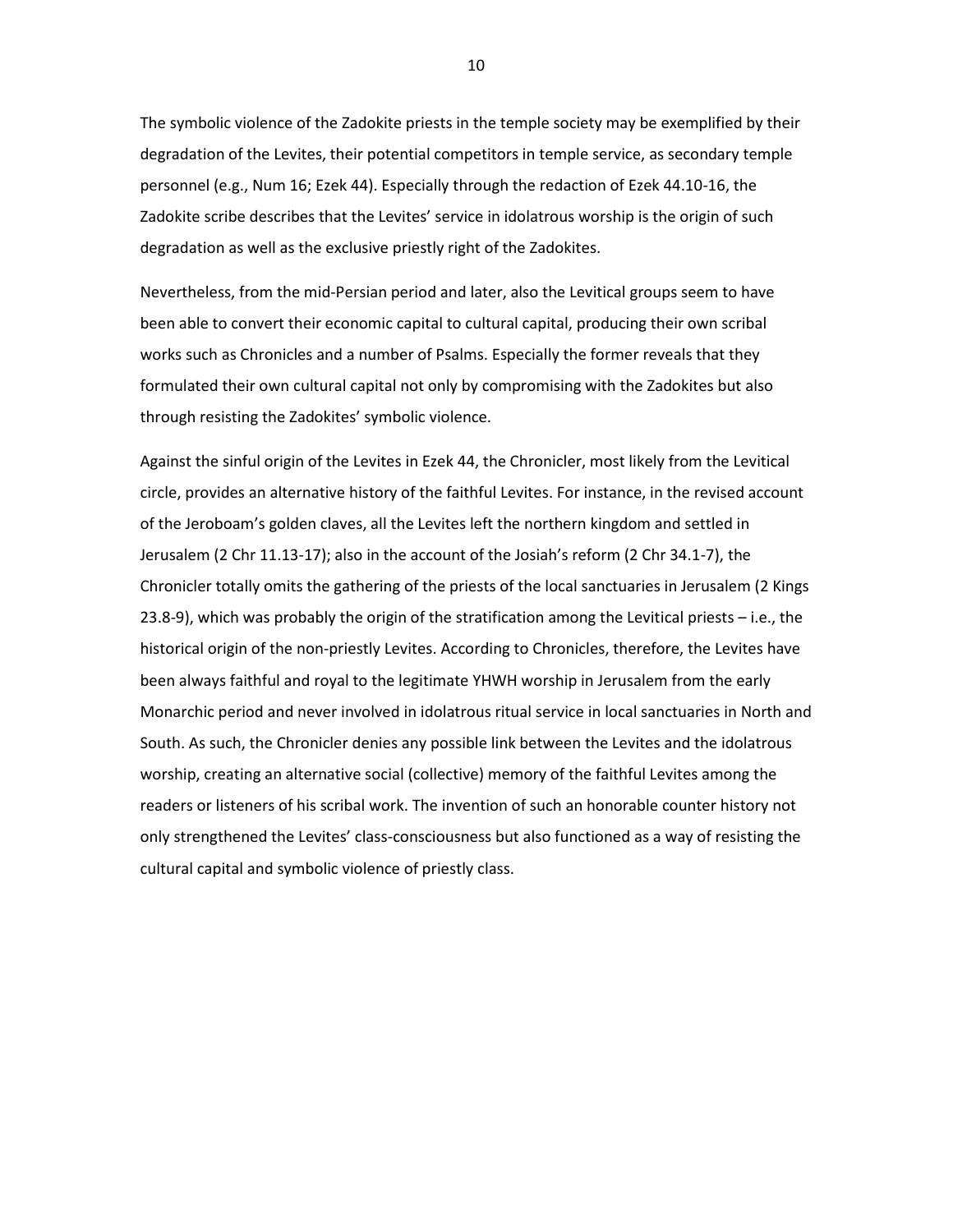The symbolic violence of the Zadokite priests in the temple society may be exemplified by their degradation of the Levites, their potential competitors in temple service, as secondary temple personnel (e.g., Num 16; Ezek 44). Especially through the redaction of Ezek 44.10-16, the Zadokite scribe describes that the Levites' service in idolatrous worship is the origin of such degradation as well as the exclusive priestly right of the Zadokites.

Nevertheless, from the mid-Persian period and later, also the Levitical groups seem to have been able to convert their economic capital to cultural capital, producing their own scribal works such as Chronicles and a number of Psalms. Especially the former reveals that they formulated their own cultural capital not only by compromising with the Zadokites but also through resisting the Zadokites' symbolic violence.

Against the sinful origin of the Levites in Ezek 44, the Chronicler, most likely from the Levitical circle, provides an alternative history of the faithful Levites. For instance, in the revised account of the Jeroboam's golden claves, all the Levites left the northern kingdom and settled in Jerusalem (2 Chr 11.13-17); also in the account of the Josiah's reform (2 Chr 34.1-7), the Chronicler totally omits the gathering of the priests of the local sanctuaries in Jerusalem (2 Kings 23.8-9), which was probably the origin of the stratification among the Levitical priests – i.e., the historical origin of the non-priestly Levites. According to Chronicles, therefore, the Levites have been always faithful and royal to the legitimate YHWH worship in Jerusalem from the early Monarchic period and never involved in idolatrous ritual service in local sanctuaries in North and South. As such, the Chronicler denies any possible link between the Levites and the idolatrous worship, creating an alternative social (collective) memory of the faithful Levites among the readers or listeners of his scribal work. The invention of such an honorable counter history not only strengthened the Levites' class-consciousness but also functioned as a way of resisting the cultural capital and symbolic violence of priestly class.